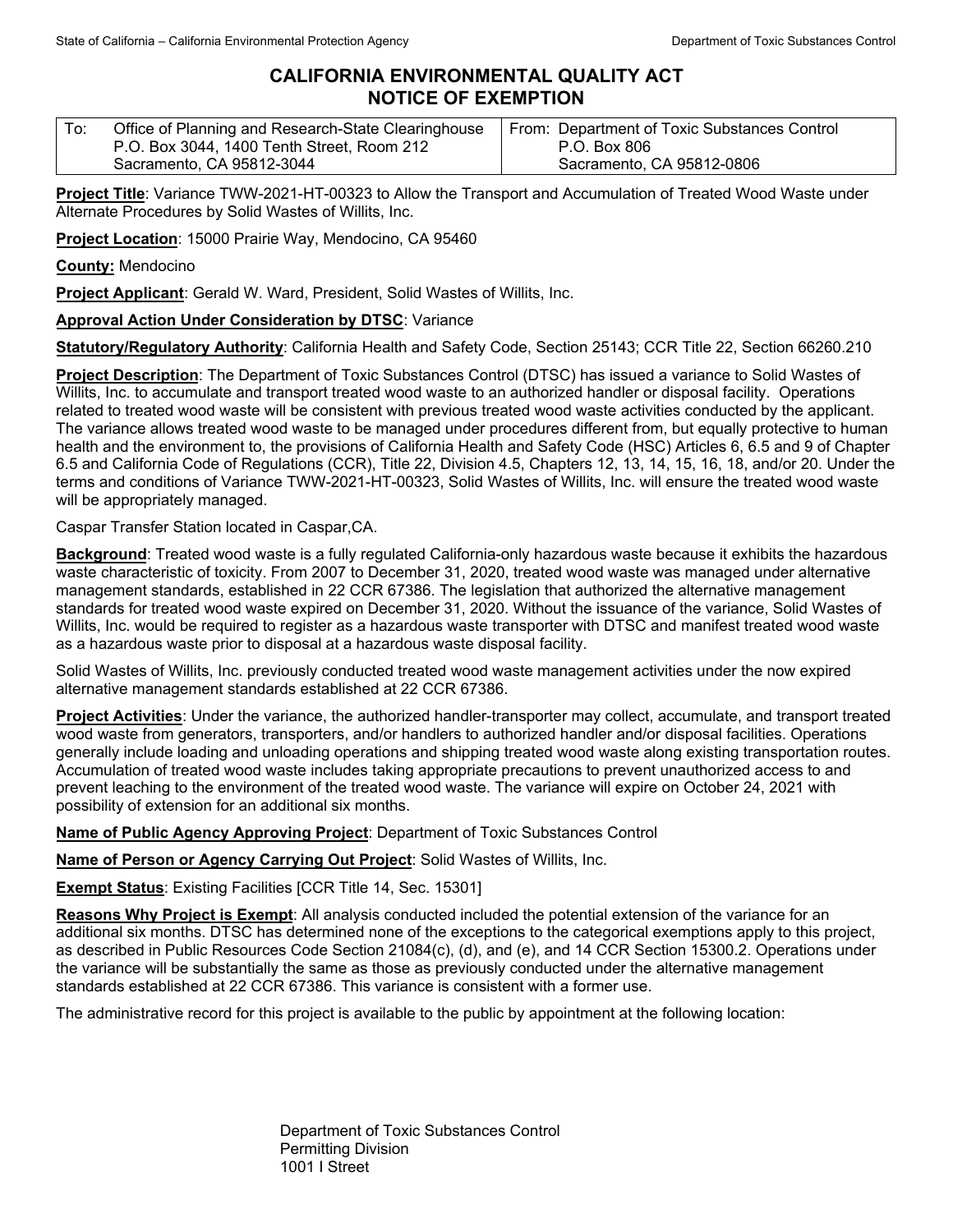State of California – California Environmental Protection Agency — Department of Toxic Substances Control

# CALIFORNIA ENVIRONMENTAL QUALITY ACT
# NOTICE OF EXEMPTION

| To: Office of Planning and Research-State Clearinghouse<br>P.O. Box 3044, 1400 Tenth Street, Room 212<br>Sacramento, CA 95812-3044 | From: Department of Toxic Substances Control<br>P.O. Box 806<br>Sacramento, CA 95812-0806 |
|---|---|

**Project Title**: Variance TWW-2021-HT-00323 to Allow the Transport and Accumulation of Treated Wood Waste under Alternate Procedures by Solid Wastes of Willits, Inc.

**Project Location**: 15000 Prairie Way, Mendocino, CA 95460

**County:** Mendocino

**Project Applicant**: Gerald W. Ward, President, Solid Wastes of Willits, Inc.

**Approval Action Under Consideration by DTSC**: Variance

**Statutory/Regulatory Authority**: California Health and Safety Code, Section 25143; CCR Title 22, Section 66260.210

**Project Description**: The Department of Toxic Substances Control (DTSC) has issued a variance to Solid Wastes of Willits, Inc. to accumulate and transport treated wood waste to an authorized handler or disposal facility. Operations related to treated wood waste will be consistent with previous treated wood waste activities conducted by the applicant. The variance allows treated wood waste to be managed under procedures different from, but equally protective to human health and the environment to, the provisions of California Health and Safety Code (HSC) Articles 6, 6.5 and 9 of Chapter 6.5 and California Code of Regulations (CCR), Title 22, Division 4.5, Chapters 12, 13, 14, 15, 16, 18, and/or 20. Under the terms and conditions of Variance TWW-2021-HT-00323, Solid Wastes of Willits, Inc. will ensure the treated wood waste will be appropriately managed.

Caspar Transfer Station located in Caspar,CA.

**Background**: Treated wood waste is a fully regulated California-only hazardous waste because it exhibits the hazardous waste characteristic of toxicity. From 2007 to December 31, 2020, treated wood waste was managed under alternative management standards, established in 22 CCR 67386. The legislation that authorized the alternative management standards for treated wood waste expired on December 31, 2020. Without the issuance of the variance, Solid Wastes of Willits, Inc. would be required to register as a hazardous waste transporter with DTSC and manifest treated wood waste as a hazardous waste prior to disposal at a hazardous waste disposal facility.

Solid Wastes of Willits, Inc. previously conducted treated wood waste management activities under the now expired alternative management standards established at 22 CCR 67386.

**Project Activities**: Under the variance, the authorized handler-transporter may collect, accumulate, and transport treated wood waste from generators, transporters, and/or handlers to authorized handler and/or disposal facilities. Operations generally include loading and unloading operations and shipping treated wood waste along existing transportation routes. Accumulation of treated wood waste includes taking appropriate precautions to prevent unauthorized access to and prevent leaching to the environment of the treated wood waste. The variance will expire on October 24, 2021 with possibility of extension for an additional six months.

**Name of Public Agency Approving Project**: Department of Toxic Substances Control

**Name of Person or Agency Carrying Out Project**: Solid Wastes of Willits, Inc.

**Exempt Status**: Existing Facilities [CCR Title 14, Sec. 15301]

**Reasons Why Project is Exempt**: All analysis conducted included the potential extension of the variance for an additional six months. DTSC has determined none of the exceptions to the categorical exemptions apply to this project, as described in Public Resources Code Section 21084(c), (d), and (e), and 14 CCR Section 15300.2. Operations under the variance will be substantially the same as those as previously conducted under the alternative management standards established at 22 CCR 67386. This variance is consistent with a former use.

The administrative record for this project is available to the public by appointment at the following location:

Department of Toxic Substances Control
Permitting Division
1001 I Street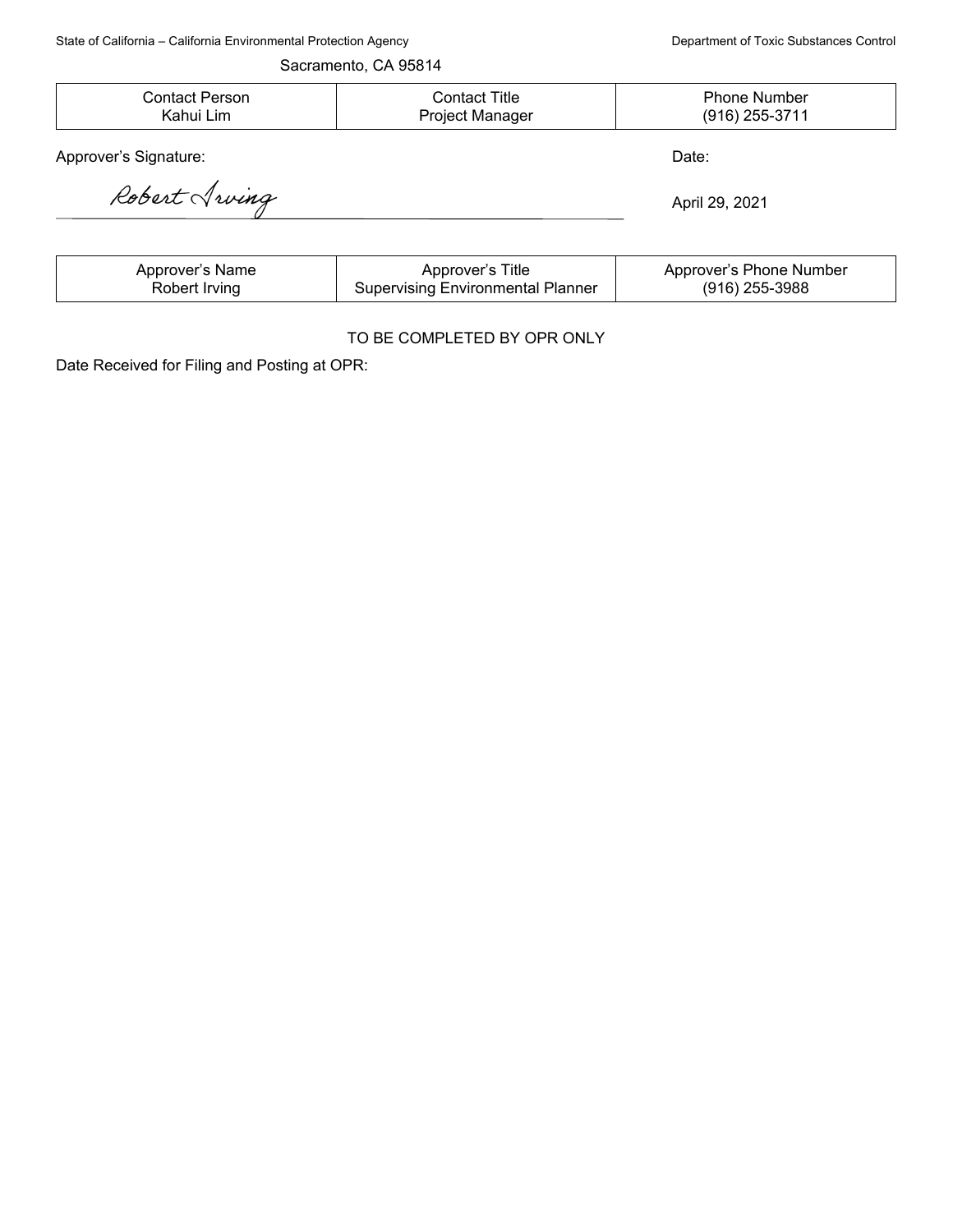Sacramento, CA 95814

| Contact Person | Contact Title | Phone Number |
|---|---|---|
| Kahui Lim | Project Manager | (916) 255-3711 |

Approver's Signature: Robert Irving

Date: April 29, 2021

| Approver's Name | Approver's Title | Approver's Phone Number |
|---|---|---|
| Robert Irving | Supervising Environmental Planner | (916) 255-3988 |

TO BE COMPLETED BY OPR ONLY

Date Received for Filing and Posting at OPR: